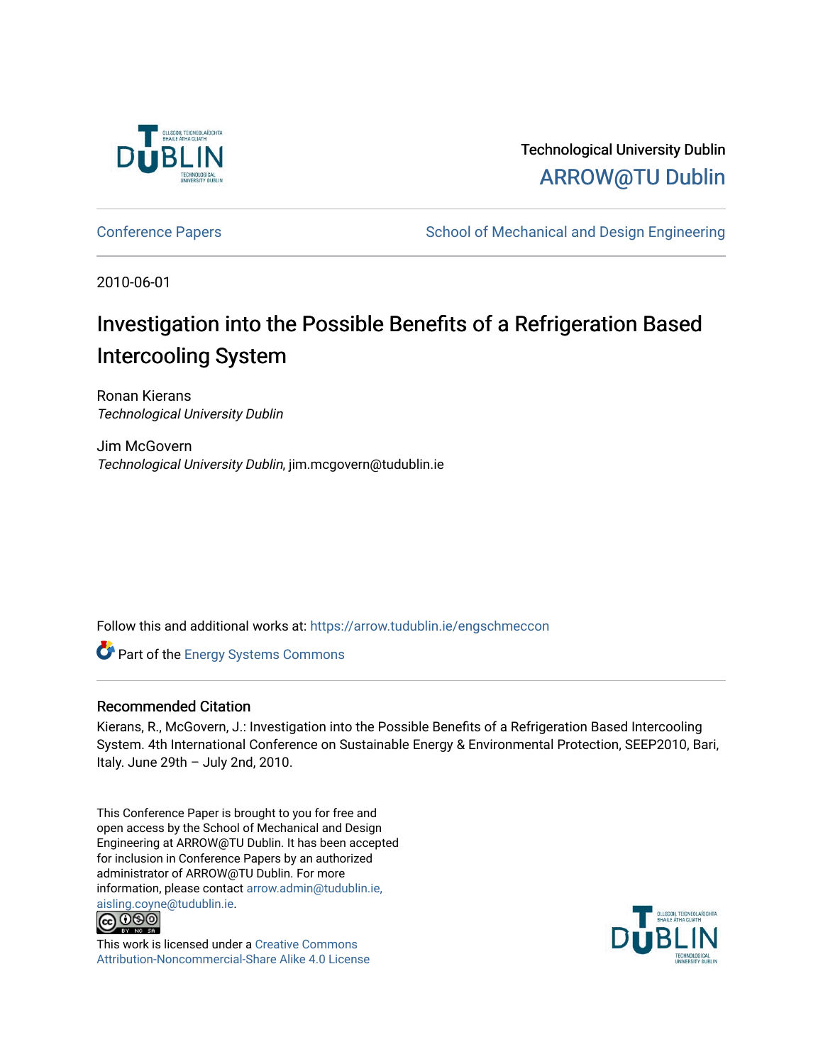Technological University Dublin

ARROW@TU Dublin

Conference Papers

School of Mechanical and Design Engineering

2010-06-01

# Investigation into the Possible Benefits of a Refrigeration Based Intercooling System

Ronan Kierans
*Technological University Dublin*

Jim McGovern
*Technological University Dublin*, jim.mcgovern@tudublin.ie

Follow this and additional works at: https://arrow.tudublin.ie/engschmeccon

Part of the Energy Systems Commons

## Recommended Citation

Kierans, R., McGovern, J.: Investigation into the Possible Benefits of a Refrigeration Based Intercooling System. 4th International Conference on Sustainable Energy & Environmental Protection, SEEP2010, Bari, Italy. June 29th – July 2nd, 2010.

This Conference Paper is brought to you for free and open access by the School of Mechanical and Design Engineering at ARROW@TU Dublin. It has been accepted for inclusion in Conference Papers by an authorized administrator of ARROW@TU Dublin. For more information, please contact arrow.admin@tudublin.ie, aisling.coyne@tudublin.ie.

This work is licensed under a Creative Commons Attribution-Noncommercial-Share Alike 4.0 License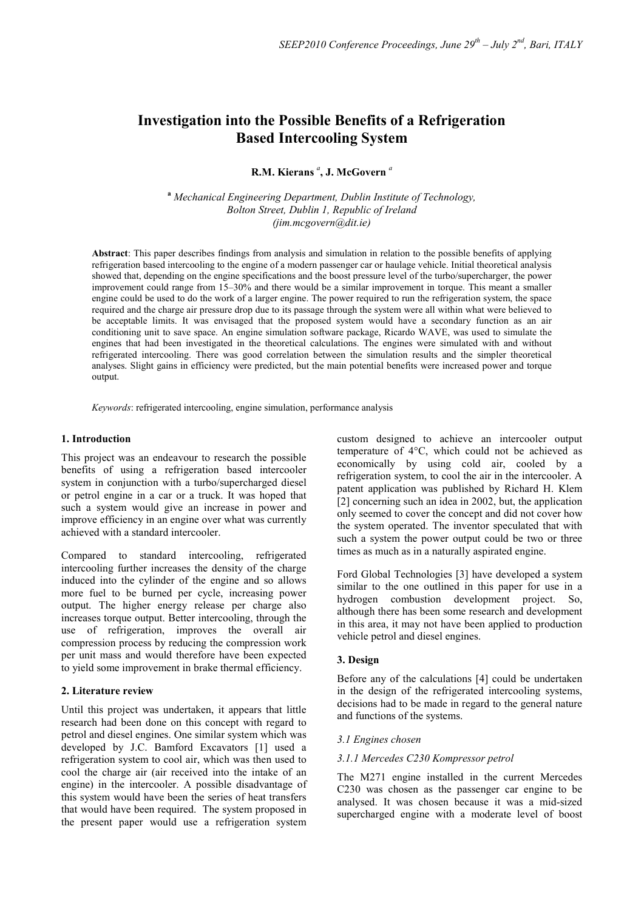# Investigation into the Possible Benefits of a Refrigeration Based Intercooling System

**R.M. Kierans** [a], **J. McGovern** [a]

[a] *Mechanical Engineering Department, Dublin Institute of Technology, Bolton Street, Dublin 1, Republic of Ireland (jim.mcgovern@dit.ie)*

**Abstract**: This paper describes findings from analysis and simulation in relation to the possible benefits of applying refrigeration based intercooling to the engine of a modern passenger car or haulage vehicle. Initial theoretical analysis showed that, depending on the engine specifications and the boost pressure level of the turbo/supercharger, the power improvement could range from 15–30% and there would be a similar improvement in torque. This meant a smaller engine could be used to do the work of a larger engine. The power required to run the refrigeration system, the space required and the charge air pressure drop due to its passage through the system were all within what were believed to be acceptable limits. It was envisaged that the proposed system would have a secondary function as an air conditioning unit to save space. An engine simulation software package, Ricardo WAVE, was used to simulate the engines that had been investigated in the theoretical calculations. The engines were simulated with and without refrigerated intercooling. There was good correlation between the simulation results and the simpler theoretical analyses. Slight gains in efficiency were predicted, but the main potential benefits were increased power and torque output.

*Keywords*: refrigerated intercooling, engine simulation, performance analysis

## 1. Introduction

This project was an endeavour to research the possible benefits of using a refrigeration based intercooler system in conjunction with a turbo/supercharged diesel or petrol engine in a car or a truck. It was hoped that such a system would give an increase in power and improve efficiency in an engine over what was currently achieved with a standard intercooler.

Compared to standard intercooling, refrigerated intercooling further increases the density of the charge induced into the cylinder of the engine and so allows more fuel to be burned per cycle, increasing power output. The higher energy release per charge also increases torque output. Better intercooling, through the use of refrigeration, improves the overall air compression process by reducing the compression work per unit mass and would therefore have been expected to yield some improvement in brake thermal efficiency.

## 2. Literature review

Until this project was undertaken, it appears that little research had been done on this concept with regard to petrol and diesel engines. One similar system which was developed by J.C. Bamford Excavators [1] used a refrigeration system to cool air, which was then used to cool the charge air (air received into the intake of an engine) in the intercooler. A possible disadvantage of this system would have been the series of heat transfers that would have been required. The system proposed in the present paper would use a refrigeration system custom designed to achieve an intercooler output temperature of 4°C, which could not be achieved as economically by using cold air, cooled by a refrigeration system, to cool the air in the intercooler. A patent application was published by Richard H. Klem [2] concerning such an idea in 2002, but, the application only seemed to cover the concept and did not cover how the system operated. The inventor speculated that with such a system the power output could be two or three times as much as in a naturally aspirated engine.

Ford Global Technologies [3] have developed a system similar to the one outlined in this paper for use in a hydrogen combustion development project. So, although there has been some research and development in this area, it may not have been applied to production vehicle petrol and diesel engines.

## 3. Design

Before any of the calculations [4] could be undertaken in the design of the refrigerated intercooling systems, decisions had to be made in regard to the general nature and functions of the systems.

### *3.1 Engines chosen*

#### *3.1.1 Mercedes C230 Kompressor petrol*

The M271 engine installed in the current Mercedes C230 was chosen as the passenger car engine to be analysed. It was chosen because it was a mid-sized supercharged engine with a moderate level of boost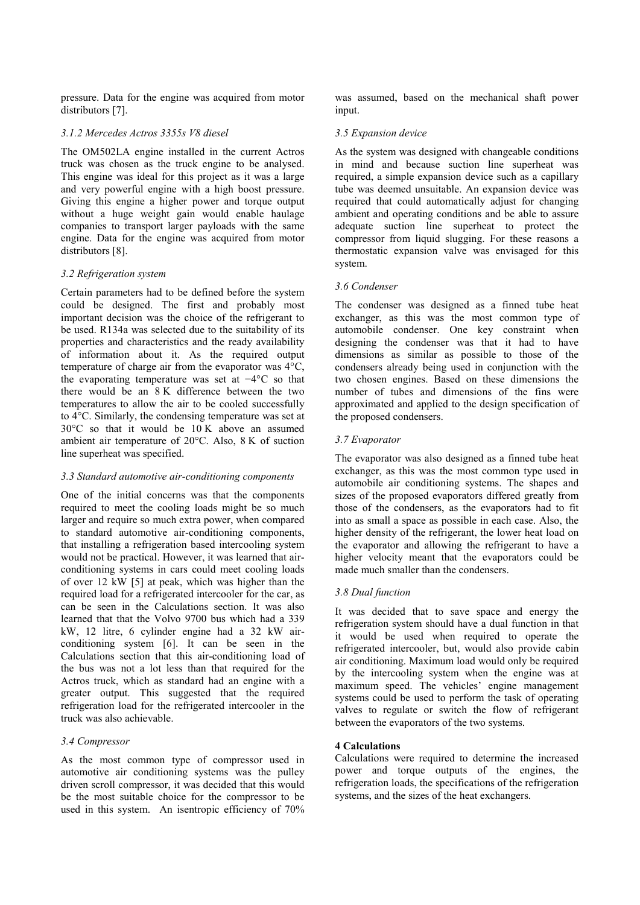pressure. Data for the engine was acquired from motor distributors [7].

### *3.1.2 Mercedes Actros 3355s V8 diesel*

The OM502LA engine installed in the current Actros truck was chosen as the truck engine to be analysed. This engine was ideal for this project as it was a large and very powerful engine with a high boost pressure. Giving this engine a higher power and torque output without a huge weight gain would enable haulage companies to transport larger payloads with the same engine. Data for the engine was acquired from motor distributors [8].

### *3.2 Refrigeration system*

Certain parameters had to be defined before the system could be designed. The first and probably most important decision was the choice of the refrigerant to be used. R134a was selected due to the suitability of its properties and characteristics and the ready availability of information about it. As the required output temperature of charge air from the evaporator was 4°C, the evaporating temperature was set at −4°C so that there would be an 8 K difference between the two temperatures to allow the air to be cooled successfully to 4°C. Similarly, the condensing temperature was set at 30°C so that it would be 10 K above an assumed ambient air temperature of 20°C. Also, 8 K of suction line superheat was specified.

### *3.3 Standard automotive air-conditioning components*

One of the initial concerns was that the components required to meet the cooling loads might be so much larger and require so much extra power, when compared to standard automotive air-conditioning components, that installing a refrigeration based intercooling system would not be practical. However, it was learned that air-conditioning systems in cars could meet cooling loads of over 12 kW [5] at peak, which was higher than the required load for a refrigerated intercooler for the car, as can be seen in the Calculations section. It was also learned that that the Volvo 9700 bus which had a 339 kW, 12 litre, 6 cylinder engine had a 32 kW air-conditioning system [6]. It can be seen in the Calculations section that this air-conditioning load of the bus was not a lot less than that required for the Actros truck, which as standard had an engine with a greater output. This suggested that the required refrigeration load for the refrigerated intercooler in the truck was also achievable.

### *3.4 Compressor*

As the most common type of compressor used in automotive air conditioning systems was the pulley driven scroll compressor, it was decided that this would be the most suitable choice for the compressor to be used in this system. An isentropic efficiency of 70% was assumed, based on the mechanical shaft power input.

### *3.5 Expansion device*

As the system was designed with changeable conditions in mind and because suction line superheat was required, a simple expansion device such as a capillary tube was deemed unsuitable. An expansion device was required that could automatically adjust for changing ambient and operating conditions and be able to assure adequate suction line superheat to protect the compressor from liquid slugging. For these reasons a thermostatic expansion valve was envisaged for this system.

### *3.6 Condenser*

The condenser was designed as a finned tube heat exchanger, as this was the most common type of automobile condenser. One key constraint when designing the condenser was that it had to have dimensions as similar as possible to those of the condensers already being used in conjunction with the two chosen engines. Based on these dimensions the number of tubes and dimensions of the fins were approximated and applied to the design specification of the proposed condensers.

### *3.7 Evaporator*

The evaporator was also designed as a finned tube heat exchanger, as this was the most common type used in automobile air conditioning systems. The shapes and sizes of the proposed evaporators differed greatly from those of the condensers, as the evaporators had to fit into as small a space as possible in each case. Also, the higher density of the refrigerant, the lower heat load on the evaporator and allowing the refrigerant to have a higher velocity meant that the evaporators could be made much smaller than the condensers.

### *3.8 Dual function*

It was decided that to save space and energy the refrigeration system should have a dual function in that it would be used when required to operate the refrigerated intercooler, but, would also provide cabin air conditioning. Maximum load would only be required by the intercooling system when the engine was at maximum speed. The vehicles' engine management systems could be used to perform the task of operating valves to regulate or switch the flow of refrigerant between the evaporators of the two systems.

## 4 Calculations

Calculations were required to determine the increased power and torque outputs of the engines, the refrigeration loads, the specifications of the refrigeration systems, and the sizes of the heat exchangers.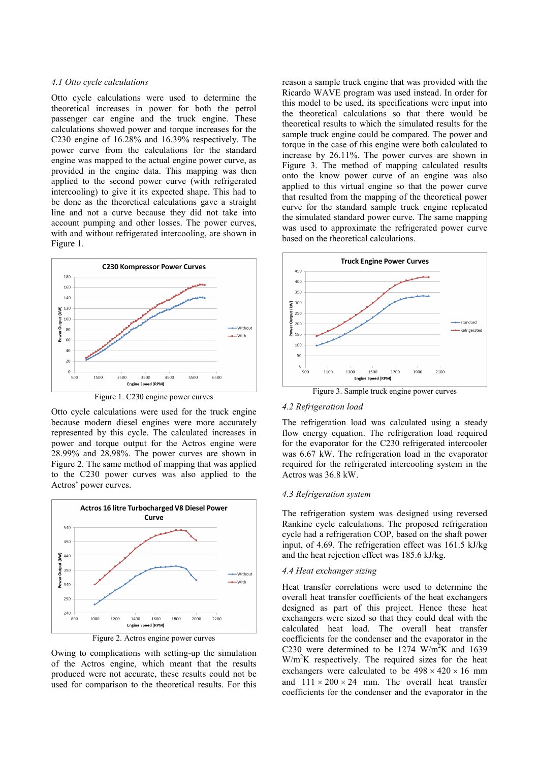### 4.1 Otto cycle calculations

Otto cycle calculations were used to determine the theoretical increases in power for both the petrol passenger car engine and the truck engine. These calculations showed power and torque increases for the C230 engine of 16.28% and 16.39% respectively. The power curve from the calculations for the standard engine was mapped to the actual engine power curve, as provided in the engine data. This mapping was then applied to the second power curve (with refrigerated intercooling) to give it its expected shape. This had to be done as the theoretical calculations gave a straight line and not a curve because they did not take into account pumping and other losses. The power curves, with and without refrigerated intercooling, are shown in Figure 1.

Figure 1. C230 engine power curves

Otto cycle calculations were used for the truck engine because modern diesel engines were more accurately represented by this cycle. The calculated increases in power and torque output for the Actros engine were 28.99% and 28.98%. The power curves are shown in Figure 2. The same method of mapping that was applied to the C230 power curves was also applied to the Actros' power curves.

Figure 2. Actros engine power curves

Owing to complications with setting-up the simulation of the Actros engine, which meant that the results produced were not accurate, these results could not be used for comparison to the theoretical results. For this reason a sample truck engine that was provided with the Ricardo WAVE program was used instead. In order for this model to be used, its specifications were input into the theoretical calculations so that there would be theoretical results to which the simulated results for the sample truck engine could be compared. The power and torque in the case of this engine were both calculated to increase by 26.11%. The power curves are shown in Figure 3. The method of mapping calculated results onto the know power curve of an engine was also applied to this virtual engine so that the power curve that resulted from the mapping of the theoretical power curve for the standard sample truck engine replicated the simulated standard power curve. The same mapping was used to approximate the refrigerated power curve based on the theoretical calculations.

Figure 3. Sample truck engine power curves

### 4.2 Refrigeration load

The refrigeration load was calculated using a steady flow energy equation. The refrigeration load required for the evaporator for the C230 refrigerated intercooler was 6.67 kW. The refrigeration load in the evaporator required for the refrigerated intercooling system in the Actros was 36.8 kW.

### 4.3 Refrigeration system

The refrigeration system was designed using reversed Rankine cycle calculations. The proposed refrigeration cycle had a refrigeration COP, based on the shaft power input, of 4.69. The refrigeration effect was 161.5 kJ/kg and the heat rejection effect was 185.6 kJ/kg.

### 4.4 Heat exchanger sizing

Heat transfer correlations were used to determine the overall heat transfer coefficients of the heat exchangers designed as part of this project. Hence these heat exchangers were sized so that they could deal with the calculated heat load. The overall heat transfer coefficients for the condenser and the evaporator in the C230 were determined to be 1274 W/m$^2$K and 1639 W/m$^2$K respectively. The required sizes for the heat exchangers were calculated to be 498 × 420 × 16 mm and 111 × 200 × 24 mm. The overall heat transfer coefficients for the condenser and the evaporator in the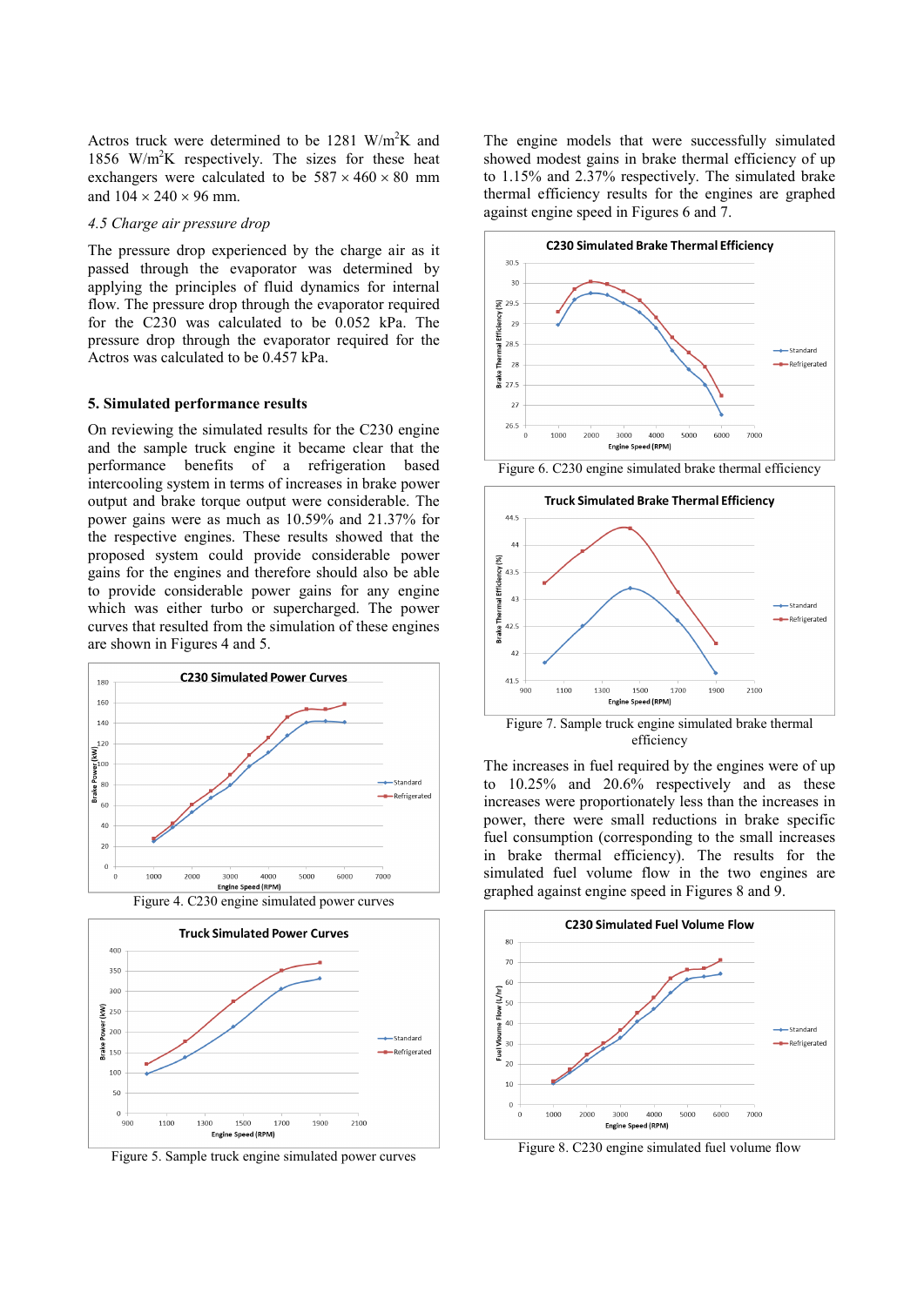Actros truck were determined to be 1281 $W/m^2K$ and 1856 $W/m^2K$ respectively. The sizes for these heat exchangers were calculated to be 587 × 460 × 80 mm and 104 × 240 × 96 mm.

### *4.5 Charge air pressure drop*

The pressure drop experienced by the charge air as it passed through the evaporator was determined by applying the principles of fluid dynamics for internal flow. The pressure drop through the evaporator required for the C230 was calculated to be 0.052 kPa. The pressure drop through the evaporator required for the Actros was calculated to be 0.457 kPa.

## 5. Simulated performance results

On reviewing the simulated results for the C230 engine and the sample truck engine it became clear that the performance benefits of a refrigeration based intercooling system in terms of increases in brake power output and brake torque output were considerable. The power gains were as much as 10.59% and 21.37% for the respective engines. These results showed that the proposed system could provide considerable power gains for the engines and therefore should also be able to provide considerable power gains for any engine which was either turbo or supercharged. The power curves that resulted from the simulation of these engines are shown in Figures 4 and 5.

Figure 4. C230 engine simulated power curves

Figure 5. Sample truck engine simulated power curves

The engine models that were successfully simulated showed modest gains in brake thermal efficiency of up to 1.15% and 2.37% respectively. The simulated brake thermal efficiency results for the engines are graphed against engine speed in Figures 6 and 7.

Figure 6. C230 engine simulated brake thermal efficiency

Figure 7. Sample truck engine simulated brake thermal efficiency

The increases in fuel required by the engines were of up to 10.25% and 20.6% respectively and as these increases were proportionately less than the increases in power, there were small reductions in brake specific fuel consumption (corresponding to the small increases in brake thermal efficiency). The results for the simulated fuel volume flow in the two engines are graphed against engine speed in Figures 8 and 9.

Figure 8. C230 engine simulated fuel volume flow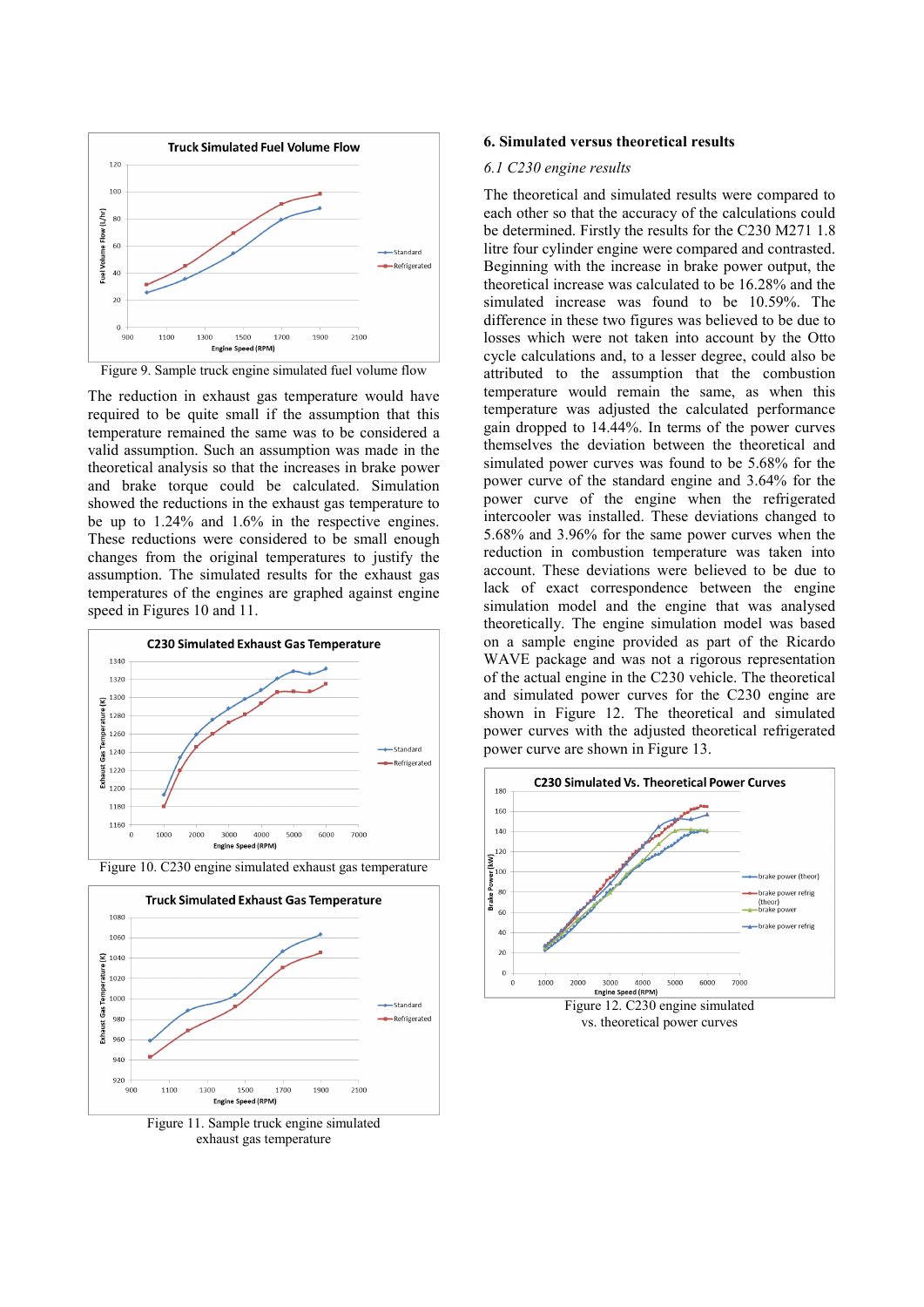Figure 9. Sample truck engine simulated fuel volume flow

The reduction in exhaust gas temperature would have required to be quite small if the assumption that this temperature remained the same was to be considered a valid assumption. Such an assumption was made in the theoretical analysis so that the increases in brake power and brake torque could be calculated. Simulation showed the reductions in the exhaust gas temperature to be up to 1.24% and 1.6% in the respective engines. These reductions were considered to be small enough changes from the original temperatures to justify the assumption. The simulated results for the exhaust gas temperatures of the engines are graphed against engine speed in Figures 10 and 11.

Figure 10. C230 engine simulated exhaust gas temperature

Figure 11. Sample truck engine simulated exhaust gas temperature

## 6. Simulated versus theoretical results

### 6.1 C230 engine results

The theoretical and simulated results were compared to each other so that the accuracy of the calculations could be determined. Firstly the results for the C230 M271 1.8 litre four cylinder engine were compared and contrasted. Beginning with the increase in brake power output, the theoretical increase was calculated to be 16.28% and the simulated increase was found to be 10.59%. The difference in these two figures was believed to be due to losses which were not taken into account by the Otto cycle calculations and, to a lesser degree, could also be attributed to the assumption that the combustion temperature would remain the same, as when this temperature was adjusted the calculated performance gain dropped to 14.44%. In terms of the power curves themselves the deviation between the theoretical and simulated power curves was found to be 5.68% for the power curve of the standard engine and 3.64% for the power curve of the engine when the refrigerated intercooler was installed. These deviations changed to 5.68% and 3.96% for the same power curves when the reduction in combustion temperature was taken into account. These deviations were believed to be due to lack of exact correspondence between the engine simulation model and the engine that was analysed theoretically. The engine simulation model was based on a sample engine provided as part of the Ricardo WAVE package and was not a rigorous representation of the actual engine in the C230 vehicle. The theoretical and simulated power curves for the C230 engine are shown in Figure 12. The theoretical and simulated power curves with the adjusted theoretical refrigerated power curve are shown in Figure 13.

Figure 12. C230 engine simulated vs. theoretical power curves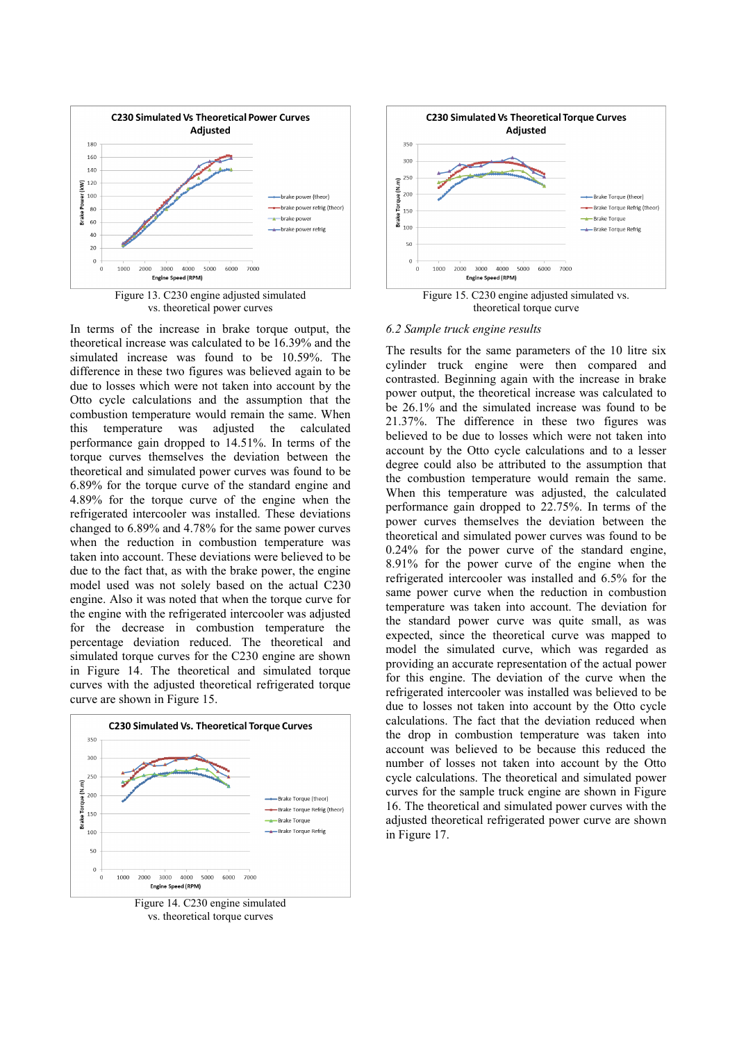Figure 13. C230 engine adjusted simulated vs. theoretical power curves

In terms of the increase in brake torque output, the theoretical increase was calculated to be 16.39% and the simulated increase was found to be 10.59%. The difference in these two figures was believed again to be due to losses which were not taken into account by the Otto cycle calculations and the assumption that the combustion temperature would remain the same. When this temperature was adjusted the calculated performance gain dropped to 14.51%. In terms of the torque curves themselves the deviation between the theoretical and simulated power curves was found to be 6.89% for the torque curve of the standard engine and 4.89% for the torque curve of the engine when the refrigerated intercooler was installed. These deviations changed to 6.89% and 4.78% for the same power curves when the reduction in combustion temperature was taken into account. These deviations were believed to be due to the fact that, as with the brake power, the engine model used was not solely based on the actual C230 engine. Also it was noted that when the torque curve for the engine with the refrigerated intercooler was adjusted for the decrease in combustion temperature the percentage deviation reduced. The theoretical and simulated torque curves for the C230 engine are shown in Figure 14. The theoretical and simulated torque curves with the adjusted theoretical refrigerated torque curve are shown in Figure 15.

Figure 14. C230 engine simulated vs. theoretical torque curves

Figure 15. C230 engine adjusted simulated vs. theoretical torque curve

*6.2 Sample truck engine results*

The results for the same parameters of the 10 litre six cylinder truck engine were then compared and contrasted. Beginning again with the increase in brake power output, the theoretical increase was calculated to be 26.1% and the simulated increase was found to be 21.37%. The difference in these two figures was believed to be due to losses which were not taken into account by the Otto cycle calculations and to a lesser degree could also be attributed to the assumption that the combustion temperature would remain the same. When this temperature was adjusted, the calculated performance gain dropped to 22.75%. In terms of the power curves themselves the deviation between the theoretical and simulated power curves was found to be 0.24% for the power curve of the standard engine, 8.91% for the power curve of the engine when the refrigerated intercooler was installed and 6.5% for the same power curve when the reduction in combustion temperature was taken into account. The deviation for the standard power curve was quite small, as was expected, since the theoretical curve was mapped to model the simulated curve, which was regarded as providing an accurate representation of the actual power for this engine. The deviation of the curve when the refrigerated intercooler was installed was believed to be due to losses not taken into account by the Otto cycle calculations. The fact that the deviation reduced when the drop in combustion temperature was taken into account was believed to be because this reduced the number of losses not taken into account by the Otto cycle calculations. The theoretical and simulated power curves for the sample truck engine are shown in Figure 16. The theoretical and simulated power curves with the adjusted theoretical refrigerated power curve are shown in Figure 17.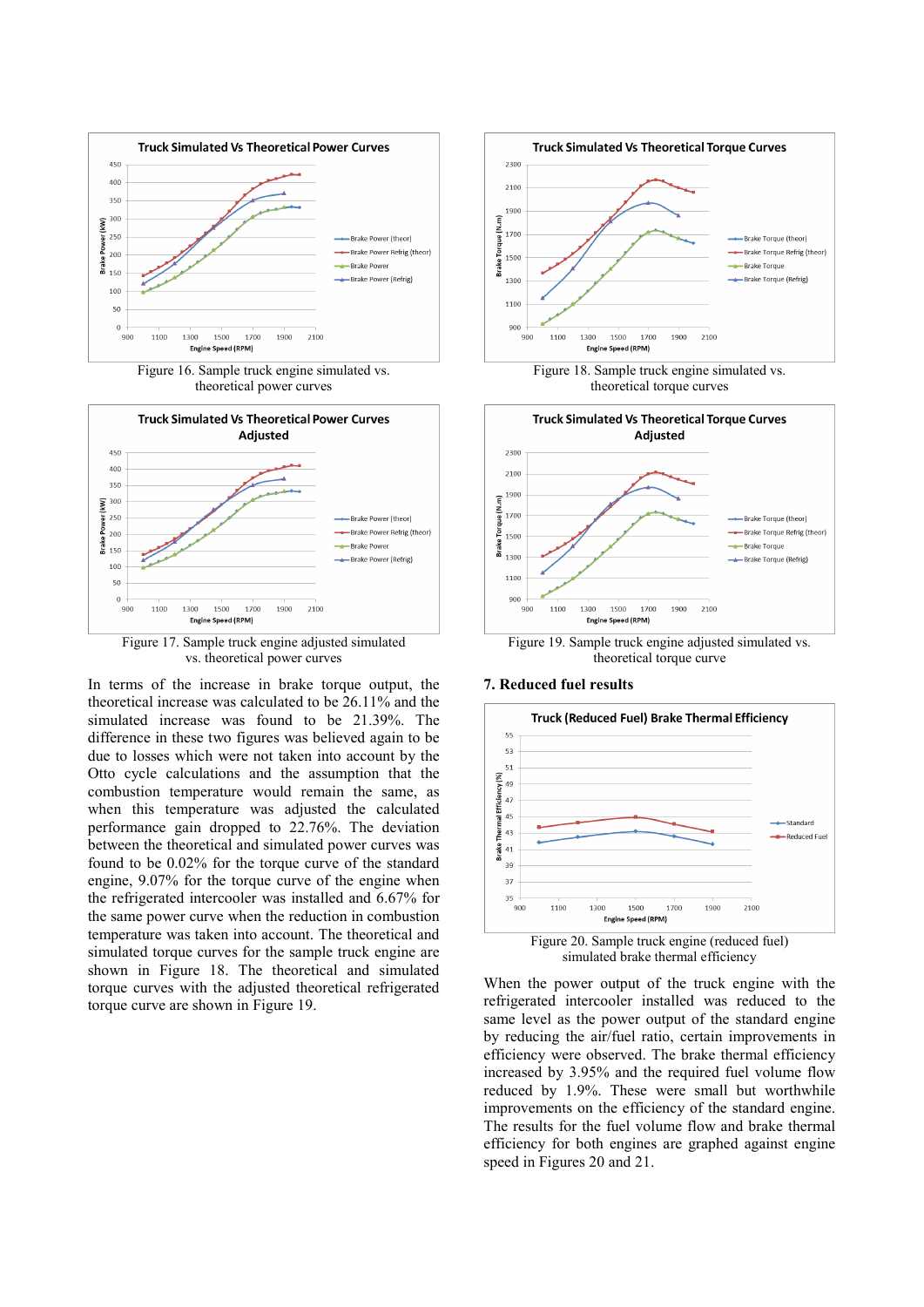Figure 16. Sample truck engine simulated vs. theoretical power curves

Figure 17. Sample truck engine adjusted simulated vs. theoretical power curves

In terms of the increase in brake torque output, the theoretical increase was calculated to be 26.11% and the simulated increase was found to be 21.39%. The difference in these two figures was believed again to be due to losses which were not taken into account by the Otto cycle calculations and the assumption that the combustion temperature would remain the same, as when this temperature was adjusted the calculated performance gain dropped to 22.76%. The deviation between the theoretical and simulated power curves was found to be 0.02% for the torque curve of the standard engine, 9.07% for the torque curve of the engine when the refrigerated intercooler was installed and 6.67% for the same power curve when the reduction in combustion temperature was taken into account. The theoretical and simulated torque curves for the sample truck engine are shown in Figure 18. The theoretical and simulated torque curves with the adjusted theoretical refrigerated torque curve are shown in Figure 19.

Figure 18. Sample truck engine simulated vs. theoretical torque curves

Figure 19. Sample truck engine adjusted simulated vs. theoretical torque curve

## 7. Reduced fuel results

Figure 20. Sample truck engine (reduced fuel) simulated brake thermal efficiency

When the power output of the truck engine with the refrigerated intercooler installed was reduced to the same level as the power output of the standard engine by reducing the air/fuel ratio, certain improvements in efficiency were observed. The brake thermal efficiency increased by 3.95% and the required fuel volume flow reduced by 1.9%. These were small but worthwhile improvements on the efficiency of the standard engine. The results for the fuel volume flow and brake thermal efficiency for both engines are graphed against engine speed in Figures 20 and 21.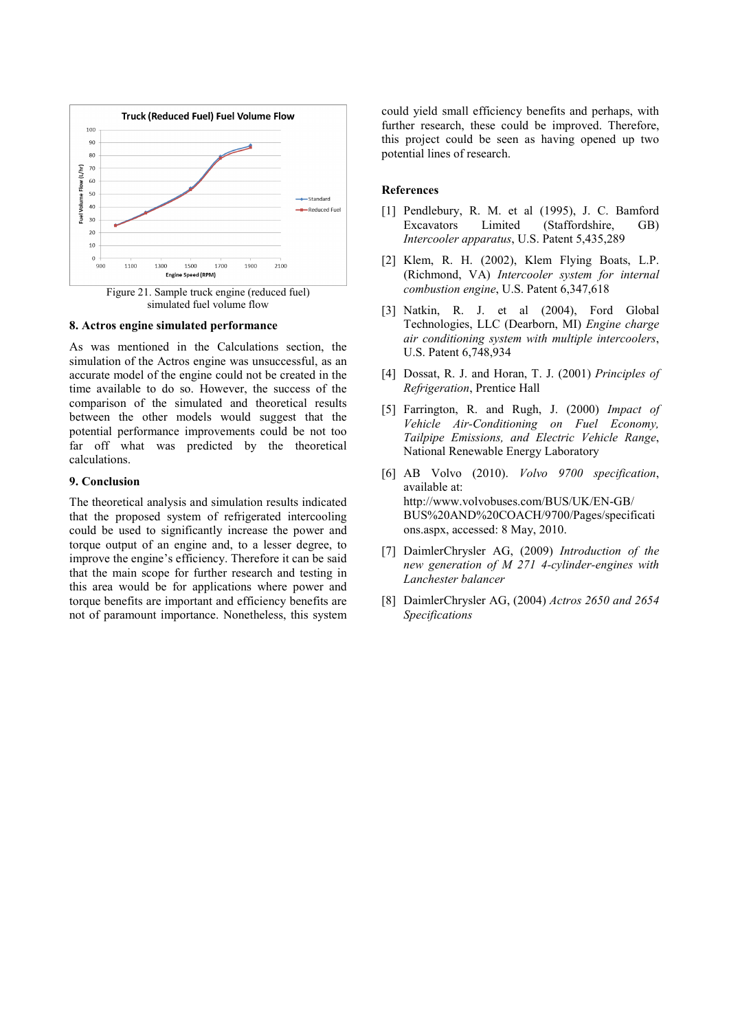Truck (Reduced Fuel) Fuel Volume Flow

Fuel Volume Flow (L/hr)

100
90
80
70
60
50
40
30
20
10
0

900 1100 1300 1500 1700 1900 2100

Engine Speed (RPM)

Standard
Reduced Fuel

Figure 21. Sample truck engine (reduced fuel) simulated fuel volume flow

## 8. Actros engine simulated performance

As was mentioned in the Calculations section, the simulation of the Actros engine was unsuccessful, as an accurate model of the engine could not be created in the time available to do so. However, the success of the comparison of the simulated and theoretical results between the other models would suggest that the potential performance improvements could be not too far off what was predicted by the theoretical calculations.

## 9. Conclusion

The theoretical analysis and simulation results indicated that the proposed system of refrigerated intercooling could be used to significantly increase the power and torque output of an engine and, to a lesser degree, to improve the engine's efficiency. Therefore it can be said that the main scope for further research and testing in this area would be for applications where power and torque benefits are important and efficiency benefits are not of paramount importance. Nonetheless, this system could yield small efficiency benefits and perhaps, with further research, these could be improved. Therefore, this project could be seen as having opened up two potential lines of research.

## References

[1] Pendlebury, R. M. et al (1995), J. C. Bamford Excavators Limited (Staffordshire, GB) *Intercooler apparatus*, U.S. Patent 5,435,289

[2] Klem, R. H. (2002), Klem Flying Boats, L.P. (Richmond, VA) *Intercooler system for internal combustion engine*, U.S. Patent 6,347,618

[3] Natkin, R. J. et al (2004), Ford Global Technologies, LLC (Dearborn, MI) *Engine charge air conditioning system with multiple intercoolers*, U.S. Patent 6,748,934

[4] Dossat, R. J. and Horan, T. J. (2001) *Principles of Refrigeration*, Prentice Hall

[5] Farrington, R. and Rugh, J. (2000) *Impact of Vehicle Air-Conditioning on Fuel Economy, Tailpipe Emissions, and Electric Vehicle Range*, National Renewable Energy Laboratory

[6] AB Volvo (2010). *Volvo 9700 specification*, available at: http://www.volvobuses.com/BUS/UK/EN-GB/BUS%20AND%20COACH/9700/Pages/specifications.aspx, accessed: 8 May, 2010.

[7] DaimlerChrysler AG, (2009) *Introduction of the new generation of M 271 4-cylinder-engines with Lanchester balancer*

[8] DaimlerChrysler AG, (2004) *Actros 2650 and 2654 Specifications*